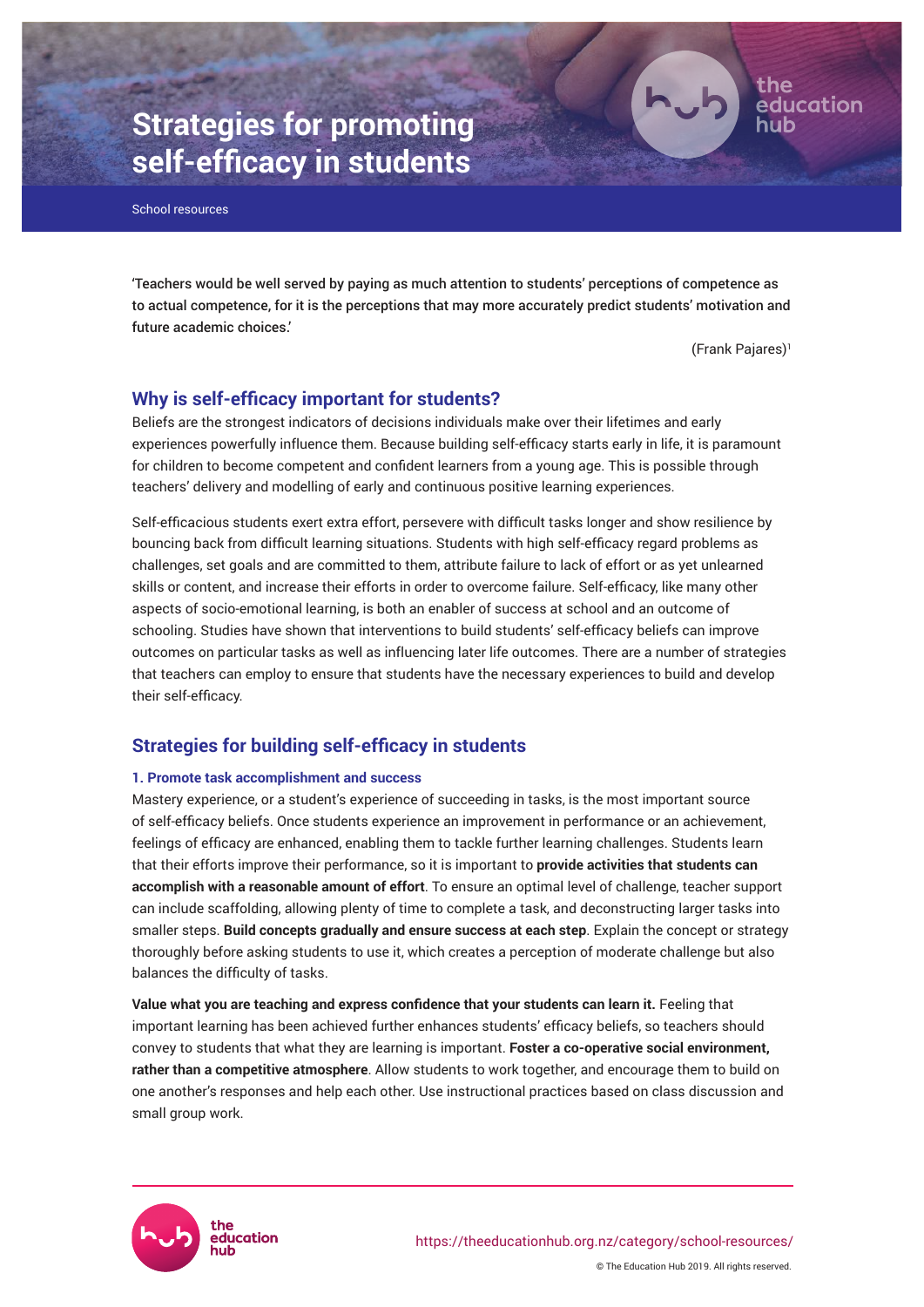# Strategies for promoting self-efficacy in students

School resources

'Teachers would be well served by paying as much attention to students' perceptions of competence as to actual competence, for it is the perceptions that may more accurately predict students' motivation and future academic choices.'

(Frank Pajares)[1]

## Why is self-efficacy important for students?

Beliefs are the strongest indicators of decisions individuals make over their lifetimes and early experiences powerfully influence them. Because building self-efficacy starts early in life, it is paramount for children to become competent and confident learners from a young age. This is possible through teachers' delivery and modelling of early and continuous positive learning experiences.

Self-efficacious students exert extra effort, persevere with difficult tasks longer and show resilience by bouncing back from difficult learning situations. Students with high self-efficacy regard problems as challenges, set goals and are committed to them, attribute failure to lack of effort or as yet unlearned skills or content, and increase their efforts in order to overcome failure. Self-efficacy, like many other aspects of socio-emotional learning, is both an enabler of success at school and an outcome of schooling. Studies have shown that interventions to build students' self-efficacy beliefs can improve outcomes on particular tasks as well as influencing later life outcomes. There are a number of strategies that teachers can employ to ensure that students have the necessary experiences to build and develop their self-efficacy.

## Strategies for building self-efficacy in students

### 1. Promote task accomplishment and success

Mastery experience, or a student's experience of succeeding in tasks, is the most important source of self-efficacy beliefs. Once students experience an improvement in performance or an achievement, feelings of efficacy are enhanced, enabling them to tackle further learning challenges. Students learn that their efforts improve their performance, so it is important to **provide activities that students can accomplish with a reasonable amount of effort**. To ensure an optimal level of challenge, teacher support can include scaffolding, allowing plenty of time to complete a task, and deconstructing larger tasks into smaller steps. **Build concepts gradually and ensure success at each step**. Explain the concept or strategy thoroughly before asking students to use it, which creates a perception of moderate challenge but also balances the difficulty of tasks.

**Value what you are teaching and express confidence that your students can learn it.** Feeling that important learning has been achieved further enhances students' efficacy beliefs, so teachers should convey to students that what they are learning is important. **Foster a co-operative social environment, rather than a competitive atmosphere**. Allow students to work together, and encourage them to build on one another's responses and help each other. Use instructional practices based on class discussion and small group work.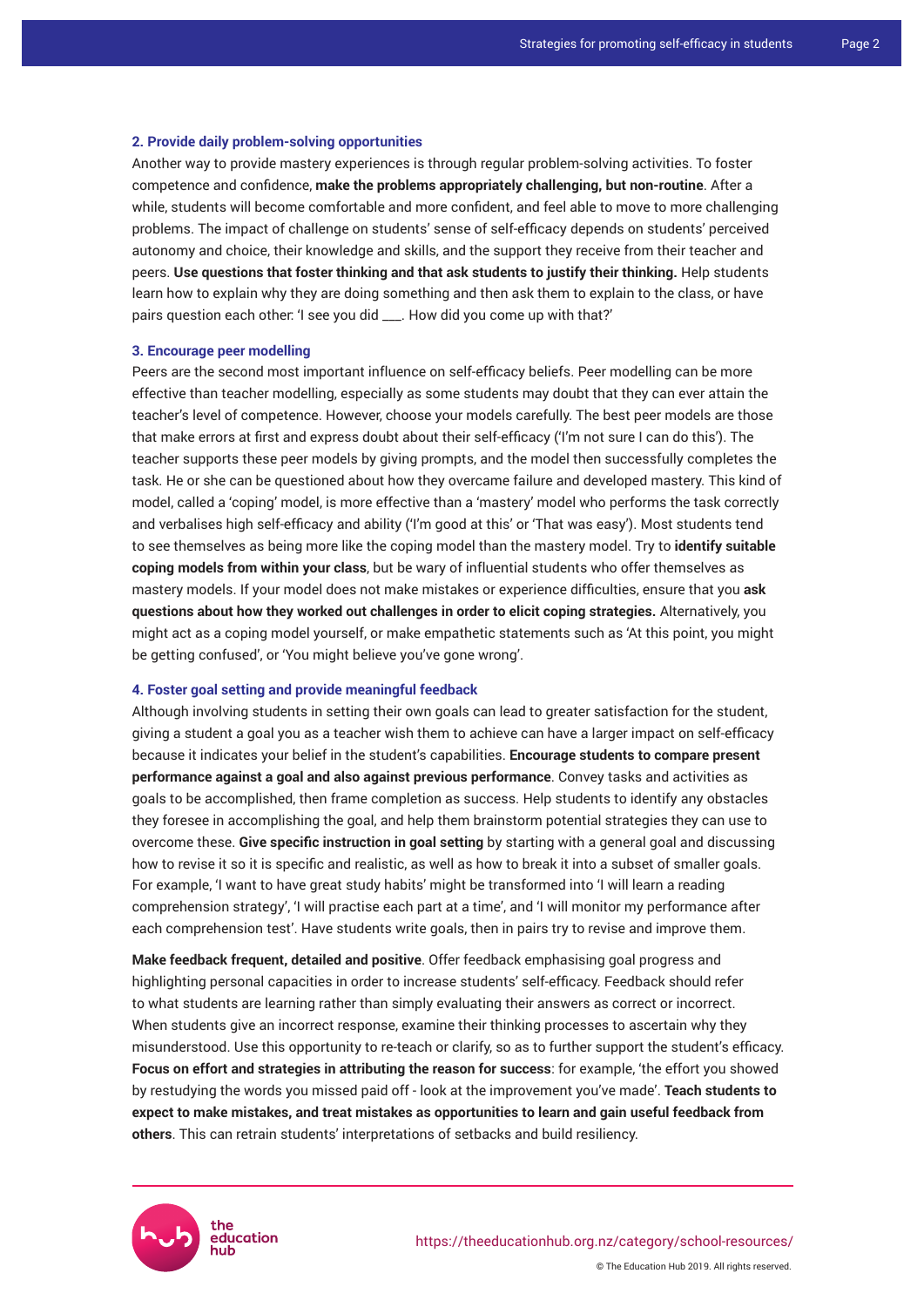### 2. Provide daily problem-solving opportunities

Another way to provide mastery experiences is through regular problem-solving activities. To foster competence and confidence, **make the problems appropriately challenging, but non-routine**. After a while, students will become comfortable and more confident, and feel able to move to more challenging problems. The impact of challenge on students' sense of self-efficacy depends on students' perceived autonomy and choice, their knowledge and skills, and the support they receive from their teacher and peers. **Use questions that foster thinking and that ask students to justify their thinking.** Help students learn how to explain why they are doing something and then ask them to explain to the class, or have pairs question each other: 'I see you did ___. How did you come up with that?'

### 3. Encourage peer modelling

Peers are the second most important influence on self-efficacy beliefs. Peer modelling can be more effective than teacher modelling, especially as some students may doubt that they can ever attain the teacher's level of competence. However, choose your models carefully. The best peer models are those that make errors at first and express doubt about their self-efficacy ('I'm not sure I can do this'). The teacher supports these peer models by giving prompts, and the model then successfully completes the task. He or she can be questioned about how they overcame failure and developed mastery. This kind of model, called a 'coping' model, is more effective than a 'mastery' model who performs the task correctly and verbalises high self-efficacy and ability ('I'm good at this' or 'That was easy'). Most students tend to see themselves as being more like the coping model than the mastery model. Try to **identify suitable coping models from within your class**, but be wary of influential students who offer themselves as mastery models. If your model does not make mistakes or experience difficulties, ensure that you **ask questions about how they worked out challenges in order to elicit coping strategies.** Alternatively, you might act as a coping model yourself, or make empathetic statements such as 'At this point, you might be getting confused', or 'You might believe you've gone wrong'.

### 4. Foster goal setting and provide meaningful feedback

Although involving students in setting their own goals can lead to greater satisfaction for the student, giving a student a goal you as a teacher wish them to achieve can have a larger impact on self-efficacy because it indicates your belief in the student's capabilities. **Encourage students to compare present performance against a goal and also against previous performance**. Convey tasks and activities as goals to be accomplished, then frame completion as success. Help students to identify any obstacles they foresee in accomplishing the goal, and help them brainstorm potential strategies they can use to overcome these. **Give specific instruction in goal setting** by starting with a general goal and discussing how to revise it so it is specific and realistic, as well as how to break it into a subset of smaller goals. For example, 'I want to have great study habits' might be transformed into 'I will learn a reading comprehension strategy', 'I will practise each part at a time', and 'I will monitor my performance after each comprehension test'. Have students write goals, then in pairs try to revise and improve them.

**Make feedback frequent, detailed and positive**. Offer feedback emphasising goal progress and highlighting personal capacities in order to increase students' self-efficacy. Feedback should refer to what students are learning rather than simply evaluating their answers as correct or incorrect. When students give an incorrect response, examine their thinking processes to ascertain why they misunderstood. Use this opportunity to re-teach or clarify, so as to further support the student's efficacy. **Focus on effort and strategies in attributing the reason for success**: for example, 'the effort you showed by restudying the words you missed paid off - look at the improvement you've made'. **Teach students to expect to make mistakes, and treat mistakes as opportunities to learn and gain useful feedback from others**. This can retrain students' interpretations of setbacks and build resiliency.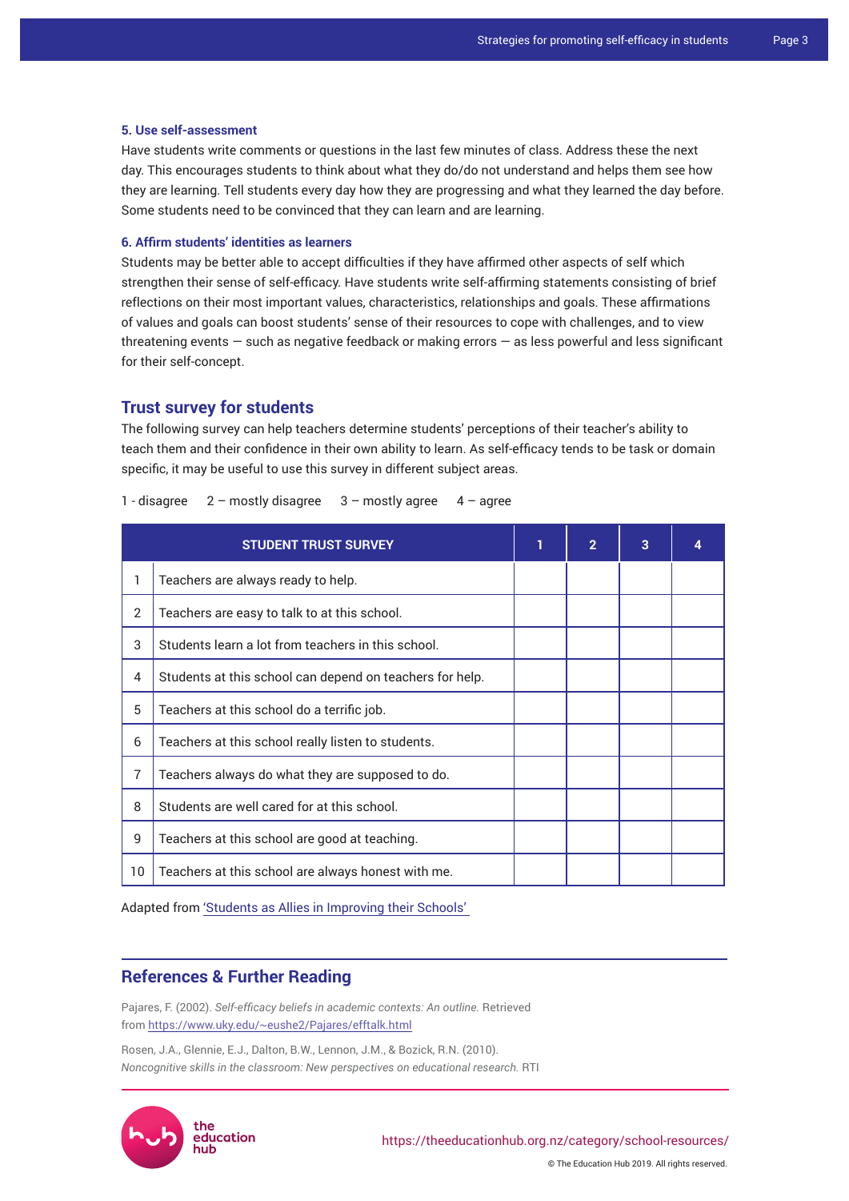### 5. Use self-assessment

Have students write comments or questions in the last few minutes of class. Address these the next day. This encourages students to think about what they do/do not understand and helps them see how they are learning. Tell students every day how they are progressing and what they learned the day before. Some students need to be convinced that they can learn and are learning.

### 6. Affirm students' identities as learners

Students may be better able to accept difficulties if they have affirmed other aspects of self which strengthen their sense of self-efficacy. Have students write self-affirming statements consisting of brief reflections on their most important values, characteristics, relationships and goals. These affirmations of values and goals can boost students' sense of their resources to cope with challenges, and to view threatening events — such as negative feedback or making errors — as less powerful and less significant for their self-concept.

## Trust survey for students

The following survey can help teachers determine students' perceptions of their teacher's ability to teach them and their confidence in their own ability to learn. As self-efficacy tends to be task or domain specific, it may be useful to use this survey in different subject areas.

1 - disagree    2 – mostly disagree    3 – mostly agree    4 – agree

| | STUDENT TRUST SURVEY | 1 | 2 | 3 | 4 |
|---|---|---|---|---|---|
| 1 | Teachers are always ready to help. | | | | |
| 2 | Teachers are easy to talk to at this school. | | | | |
| 3 | Students learn a lot from teachers in this school. | | | | |
| 4 | Students at this school can depend on teachers for help. | | | | |
| 5 | Teachers at this school do a terrific job. | | | | |
| 6 | Teachers at this school really listen to students. | | | | |
| 7 | Teachers always do what they are supposed to do. | | | | |
| 8 | Students are well cared for at this school. | | | | |
| 9 | Teachers at this school are good at teaching. | | | | |
| 10 | Teachers at this school are always honest with me. | | | | |

Adapted from 'Students as Allies in Improving their Schools'

## References & Further Reading

Pajares, F. (2002). *Self-efficacy beliefs in academic contexts: An outline.* Retrieved from https://www.uky.edu/~eushe2/Pajares/efftalk.html

Rosen, J.A., Glennie, E.J., Dalton, B.W., Lennon, J.M., & Bozick, R.N. (2010). *Noncognitive skills in the classroom: New perspectives on educational research.* RTI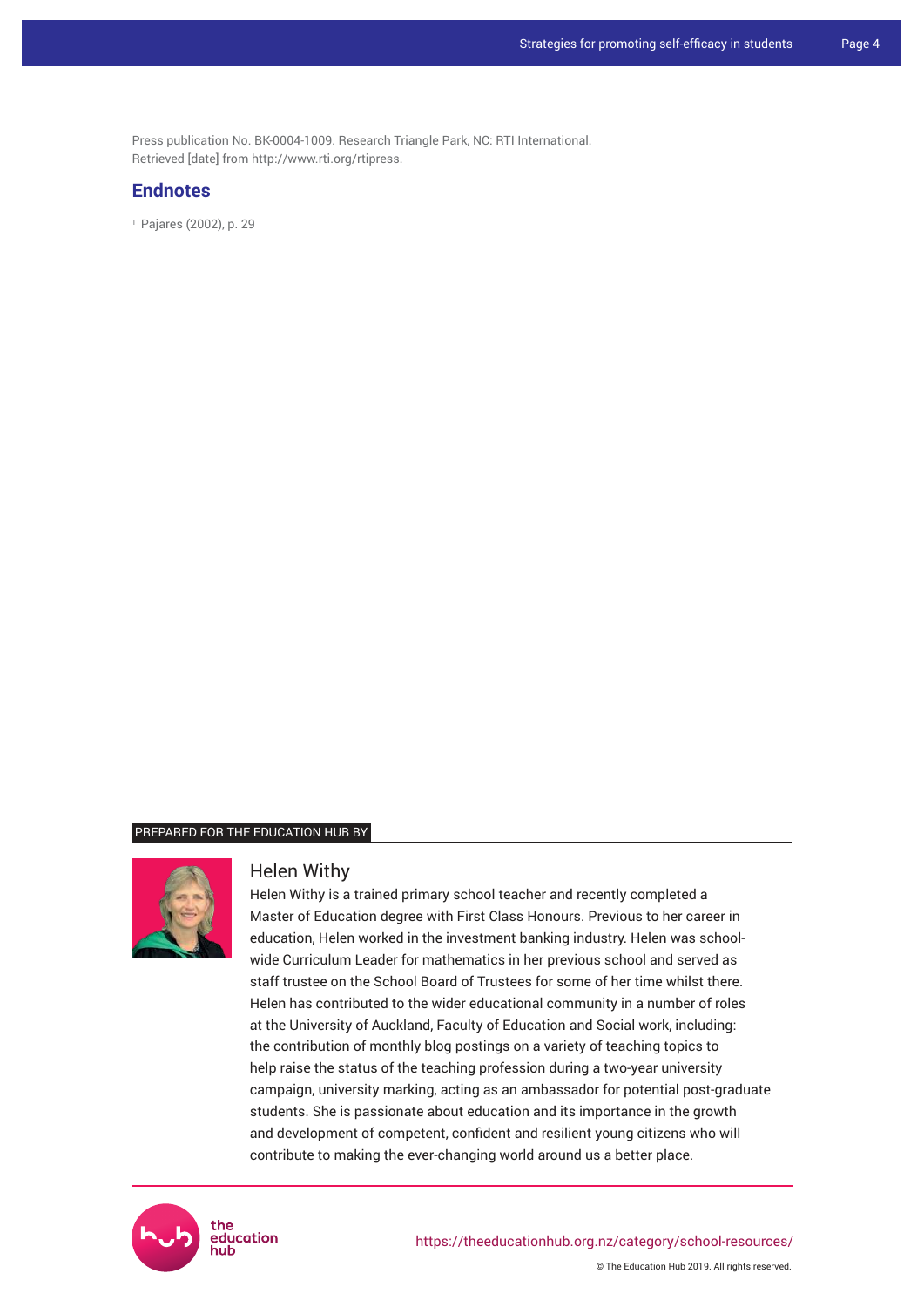Press publication No. BK-0004-1009. Research Triangle Park, NC: RTI International. Retrieved [date] from http://www.rti.org/rtipress.

## Endnotes

[1] Pajares (2002), p. 29

PREPARED FOR THE EDUCATION HUB BY

### Helen Withy

Helen Withy is a trained primary school teacher and recently completed a Master of Education degree with First Class Honours. Previous to her career in education, Helen worked in the investment banking industry. Helen was school-wide Curriculum Leader for mathematics in her previous school and served as staff trustee on the School Board of Trustees for some of her time whilst there. Helen has contributed to the wider educational community in a number of roles at the University of Auckland, Faculty of Education and Social work, including: the contribution of monthly blog postings on a variety of teaching topics to help raise the status of the teaching profession during a two-year university campaign, university marking, acting as an ambassador for potential post-graduate students. She is passionate about education and its importance in the growth and development of competent, confident and resilient young citizens who will contribute to making the ever-changing world around us a better place.

the education hub

https://theeducationhub.org.nz/category/school-resources/

© The Education Hub 2019. All rights reserved.